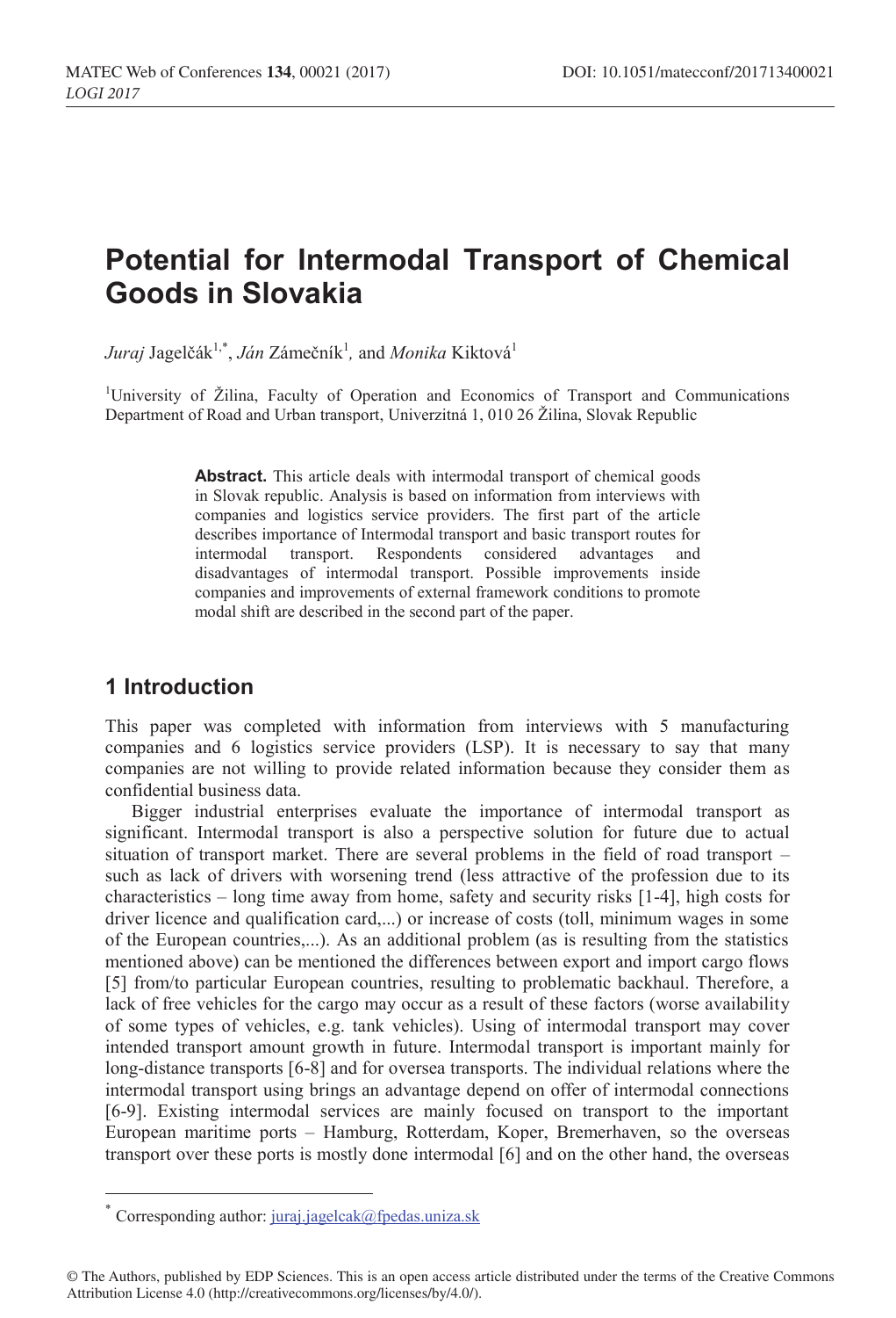# Potential for Intermodal Transport of Chemical Goods in Slovakia

*Juraj* Jagelčák[1,*], *Ján* Zámečník[1], and *Monika* Kiktová[1]

[1]University of Žilina, Faculty of Operation and Economics of Transport and Communications Department of Road and Urban transport, Univerzitná 1, 010 26 Žilina, Slovak Republic

**Abstract.** This article deals with intermodal transport of chemical goods in Slovak republic. Analysis is based on information from interviews with companies and logistics service providers. The first part of the article describes importance of Intermodal transport and basic transport routes for intermodal transport. Respondents considered advantages and disadvantages of intermodal transport. Possible improvements inside companies and improvements of external framework conditions to promote modal shift are described in the second part of the paper.

## 1 Introduction

This paper was completed with information from interviews with 5 manufacturing companies and 6 logistics service providers (LSP). It is necessary to say that many companies are not willing to provide related information because they consider them as confidential business data.

Bigger industrial enterprises evaluate the importance of intermodal transport as significant. Intermodal transport is also a perspective solution for future due to actual situation of transport market. There are several problems in the field of road transport – such as lack of drivers with worsening trend (less attractive of the profession due to its characteristics – long time away from home, safety and security risks [1-4], high costs for driver licence and qualification card,...) or increase of costs (toll, minimum wages in some of the European countries,...). As an additional problem (as is resulting from the statistics mentioned above) can be mentioned the differences between export and import cargo flows [5] from/to particular European countries, resulting to problematic backhaul. Therefore, a lack of free vehicles for the cargo may occur as a result of these factors (worse availability of some types of vehicles, e.g. tank vehicles). Using of intermodal transport may cover intended transport amount growth in future. Intermodal transport is important mainly for long-distance transports [6-8] and for oversea transports. The individual relations where the intermodal transport using brings an advantage depend on offer of intermodal connections [6-9]. Existing intermodal services are mainly focused on transport to the important European maritime ports – Hamburg, Rotterdam, Koper, Bremerhaven, so the overseas transport over these ports is mostly done intermodal [6] and on the other hand, the overseas

* Corresponding author: juraj.jagelcak@fpedas.uniza.sk

© The Authors, published by EDP Sciences. This is an open access article distributed under the terms of the Creative Commons Attribution License 4.0 (http://creativecommons.org/licenses/by/4.0/).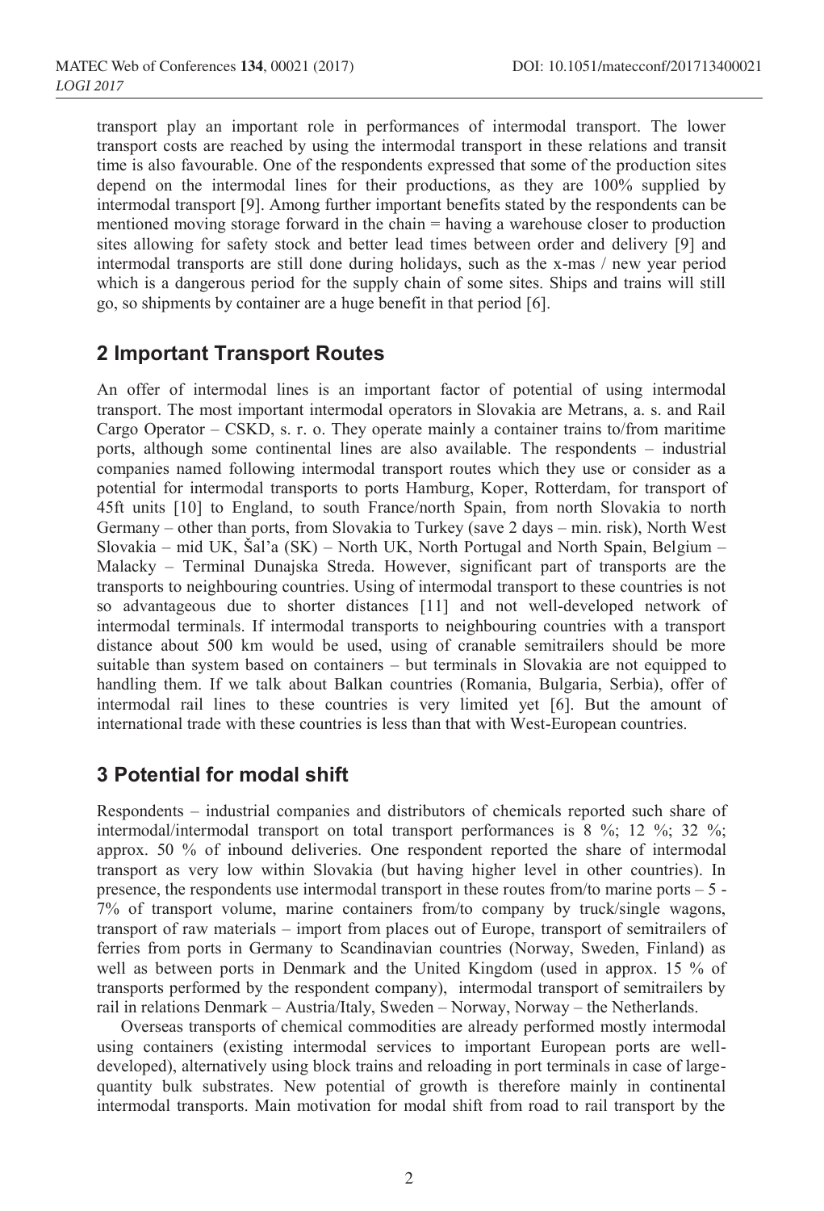transport play an important role in performances of intermodal transport. The lower transport costs are reached by using the intermodal transport in these relations and transit time is also favourable. One of the respondents expressed that some of the production sites depend on the intermodal lines for their productions, as they are 100% supplied by intermodal transport [9]. Among further important benefits stated by the respondents can be mentioned moving storage forward in the chain = having a warehouse closer to production sites allowing for safety stock and better lead times between order and delivery [9] and intermodal transports are still done during holidays, such as the x-mas / new year period which is a dangerous period for the supply chain of some sites. Ships and trains will still go, so shipments by container are a huge benefit in that period [6].

## 2 Important Transport Routes

An offer of intermodal lines is an important factor of potential of using intermodal transport. The most important intermodal operators in Slovakia are Metrans, a. s. and Rail Cargo Operator – CSKD, s. r. o. They operate mainly a container trains to/from maritime ports, although some continental lines are also available. The respondents – industrial companies named following intermodal transport routes which they use or consider as a potential for intermodal transports to ports Hamburg, Koper, Rotterdam, for transport of 45ft units [10] to England, to south France/north Spain, from north Slovakia to north Germany – other than ports, from Slovakia to Turkey (save 2 days – min. risk), North West Slovakia – mid UK, Šal'a (SK) – North UK, North Portugal and North Spain, Belgium – Malacky – Terminal Dunajska Streda. However, significant part of transports are the transports to neighbouring countries. Using of intermodal transport to these countries is not so advantageous due to shorter distances [11] and not well-developed network of intermodal terminals. If intermodal transports to neighbouring countries with a transport distance about 500 km would be used, using of cranable semitrailers should be more suitable than system based on containers – but terminals in Slovakia are not equipped to handling them. If we talk about Balkan countries (Romania, Bulgaria, Serbia), offer of intermodal rail lines to these countries is very limited yet [6]. But the amount of international trade with these countries is less than that with West-European countries.

## 3 Potential for modal shift

Respondents – industrial companies and distributors of chemicals reported such share of intermodal/intermodal transport on total transport performances is 8 %; 12 %; 32 %; approx. 50 % of inbound deliveries. One respondent reported the share of intermodal transport as very low within Slovakia (but having higher level in other countries). In presence, the respondents use intermodal transport in these routes from/to marine ports – 5 - 7% of transport volume, marine containers from/to company by truck/single wagons, transport of raw materials – import from places out of Europe, transport of semitrailers of ferries from ports in Germany to Scandinavian countries (Norway, Sweden, Finland) as well as between ports in Denmark and the United Kingdom (used in approx. 15 % of transports performed by the respondent company), intermodal transport of semitrailers by rail in relations Denmark – Austria/Italy, Sweden – Norway, Norway – the Netherlands.

Overseas transports of chemical commodities are already performed mostly intermodal using containers (existing intermodal services to important European ports are well-developed), alternatively using block trains and reloading in port terminals in case of large-quantity bulk substrates. New potential of growth is therefore mainly in continental intermodal transports. Main motivation for modal shift from road to rail transport by the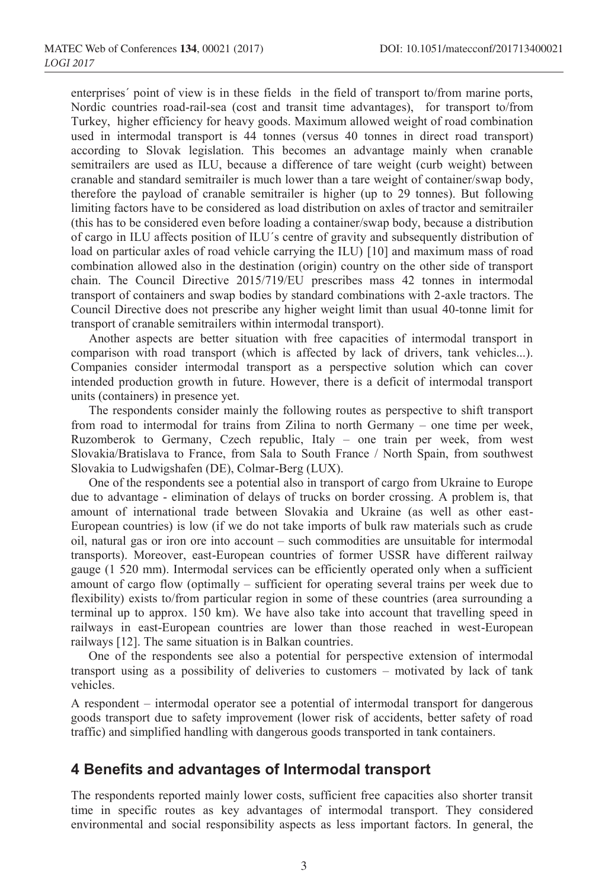enterprises´ point of view is in these fields in the field of transport to/from marine ports, Nordic countries road-rail-sea (cost and transit time advantages), for transport to/from Turkey, higher efficiency for heavy goods. Maximum allowed weight of road combination used in intermodal transport is 44 tonnes (versus 40 tonnes in direct road transport) according to Slovak legislation. This becomes an advantage mainly when cranable semitrailers are used as ILU, because a difference of tare weight (curb weight) between cranable and standard semitrailer is much lower than a tare weight of container/swap body, therefore the payload of cranable semitrailer is higher (up to 29 tonnes). But following limiting factors have to be considered as load distribution on axles of tractor and semitrailer (this has to be considered even before loading a container/swap body, because a distribution of cargo in ILU affects position of ILU´s centre of gravity and subsequently distribution of load on particular axles of road vehicle carrying the ILU) [10] and maximum mass of road combination allowed also in the destination (origin) country on the other side of transport chain. The Council Directive 2015/719/EU prescribes mass 42 tonnes in intermodal transport of containers and swap bodies by standard combinations with 2-axle tractors. The Council Directive does not prescribe any higher weight limit than usual 40-tonne limit for transport of cranable semitrailers within intermodal transport).

Another aspects are better situation with free capacities of intermodal transport in comparison with road transport (which is affected by lack of drivers, tank vehicles...). Companies consider intermodal transport as a perspective solution which can cover intended production growth in future. However, there is a deficit of intermodal transport units (containers) in presence yet.

The respondents consider mainly the following routes as perspective to shift transport from road to intermodal for trains from Zilina to north Germany – one time per week, Ruzomberok to Germany, Czech republic, Italy – one train per week, from west Slovakia/Bratislava to France, from Sala to South France / North Spain, from southwest Slovakia to Ludwigshafen (DE), Colmar-Berg (LUX).

One of the respondents see a potential also in transport of cargo from Ukraine to Europe due to advantage - elimination of delays of trucks on border crossing. A problem is, that amount of international trade between Slovakia and Ukraine (as well as other east-European countries) is low (if we do not take imports of bulk raw materials such as crude oil, natural gas or iron ore into account – such commodities are unsuitable for intermodal transports). Moreover, east-European countries of former USSR have different railway gauge (1 520 mm). Intermodal services can be efficiently operated only when a sufficient amount of cargo flow (optimally – sufficient for operating several trains per week due to flexibility) exists to/from particular region in some of these countries (area surrounding a terminal up to approx. 150 km). We have also take into account that travelling speed in railways in east-European countries are lower than those reached in west-European railways [12]. The same situation is in Balkan countries.

One of the respondents see also a potential for perspective extension of intermodal transport using as a possibility of deliveries to customers – motivated by lack of tank vehicles.

A respondent – intermodal operator see a potential of intermodal transport for dangerous goods transport due to safety improvement (lower risk of accidents, better safety of road traffic) and simplified handling with dangerous goods transported in tank containers.

## 4 Benefits and advantages of Intermodal transport

The respondents reported mainly lower costs, sufficient free capacities also shorter transit time in specific routes as key advantages of intermodal transport. They considered environmental and social responsibility aspects as less important factors. In general, the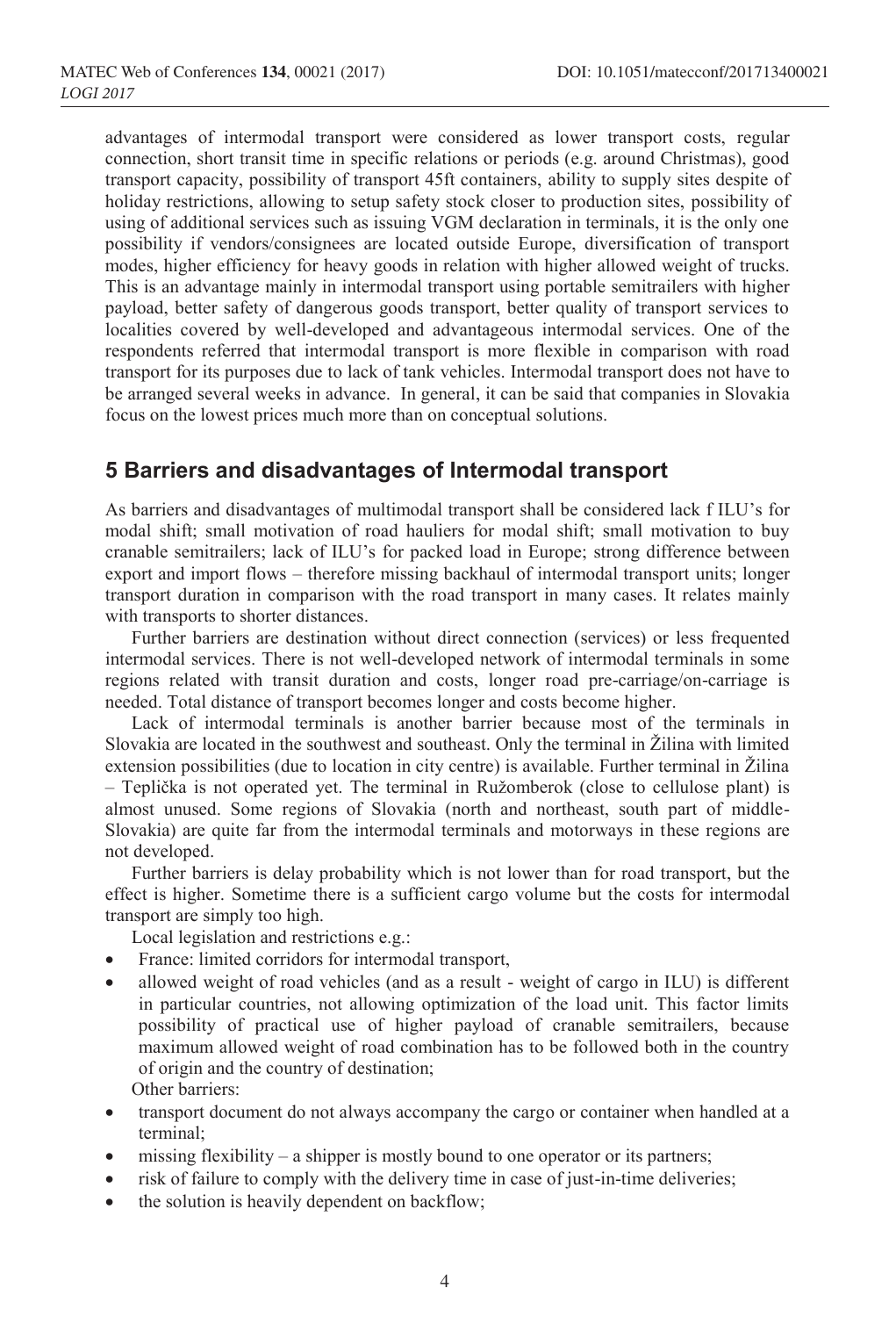advantages of intermodal transport were considered as lower transport costs, regular connection, short transit time in specific relations or periods (e.g. around Christmas), good transport capacity, possibility of transport 45ft containers, ability to supply sites despite of holiday restrictions, allowing to setup safety stock closer to production sites, possibility of using of additional services such as issuing VGM declaration in terminals, it is the only one possibility if vendors/consignees are located outside Europe, diversification of transport modes, higher efficiency for heavy goods in relation with higher allowed weight of trucks. This is an advantage mainly in intermodal transport using portable semitrailers with higher payload, better safety of dangerous goods transport, better quality of transport services to localities covered by well-developed and advantageous intermodal services. One of the respondents referred that intermodal transport is more flexible in comparison with road transport for its purposes due to lack of tank vehicles. Intermodal transport does not have to be arranged several weeks in advance. In general, it can be said that companies in Slovakia focus on the lowest prices much more than on conceptual solutions.

## 5 Barriers and disadvantages of Intermodal transport

As barriers and disadvantages of multimodal transport shall be considered lack f ILU's for modal shift; small motivation of road hauliers for modal shift; small motivation to buy cranable semitrailers; lack of ILU's for packed load in Europe; strong difference between export and import flows – therefore missing backhaul of intermodal transport units; longer transport duration in comparison with the road transport in many cases. It relates mainly with transports to shorter distances.

Further barriers are destination without direct connection (services) or less frequented intermodal services. There is not well-developed network of intermodal terminals in some regions related with transit duration and costs, longer road pre-carriage/on-carriage is needed. Total distance of transport becomes longer and costs become higher.

Lack of intermodal terminals is another barrier because most of the terminals in Slovakia are located in the southwest and southeast. Only the terminal in Žilina with limited extension possibilities (due to location in city centre) is available. Further terminal in Žilina – Teplička is not operated yet. The terminal in Ružomberok (close to cellulose plant) is almost unused. Some regions of Slovakia (north and northeast, south part of middle-Slovakia) are quite far from the intermodal terminals and motorways in these regions are not developed.

Further barriers is delay probability which is not lower than for road transport, but the effect is higher. Sometime there is a sufficient cargo volume but the costs for intermodal transport are simply too high.

Local legislation and restrictions e.g.:

- France: limited corridors for intermodal transport,
- allowed weight of road vehicles (and as a result - weight of cargo in ILU) is different in particular countries, not allowing optimization of the load unit. This factor limits possibility of practical use of higher payload of cranable semitrailers, because maximum allowed weight of road combination has to be followed both in the country of origin and the country of destination;

Other barriers:

- transport document do not always accompany the cargo or container when handled at a terminal;
- missing flexibility – a shipper is mostly bound to one operator or its partners;
- risk of failure to comply with the delivery time in case of just-in-time deliveries;
- the solution is heavily dependent on backflow;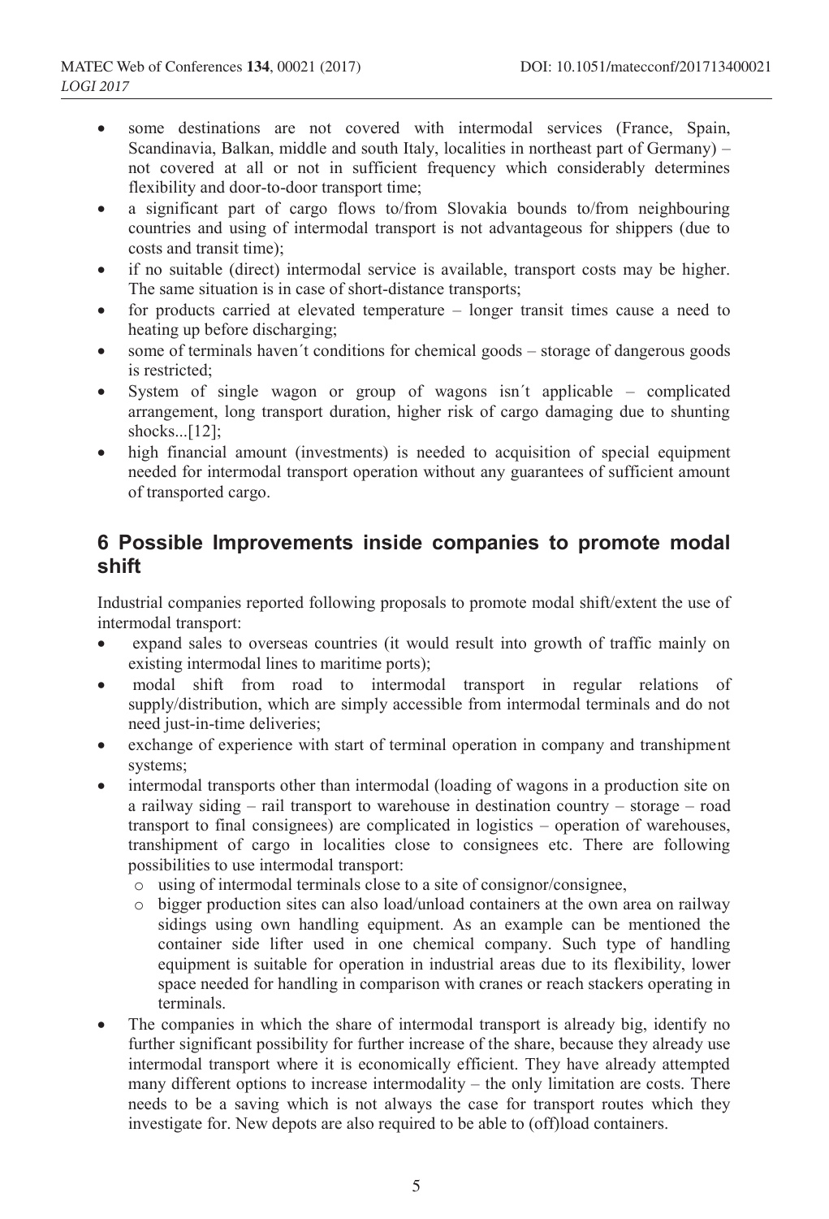- some destinations are not covered with intermodal services (France, Spain, Scandinavia, Balkan, middle and south Italy, localities in northeast part of Germany) – not covered at all or not in sufficient frequency which considerably determines flexibility and door-to-door transport time;
- a significant part of cargo flows to/from Slovakia bounds to/from neighbouring countries and using of intermodal transport is not advantageous for shippers (due to costs and transit time);
- if no suitable (direct) intermodal service is available, transport costs may be higher. The same situation is in case of short-distance transports;
- for products carried at elevated temperature – longer transit times cause a need to heating up before discharging;
- some of terminals haven´t conditions for chemical goods – storage of dangerous goods is restricted;
- System of single wagon or group of wagons isn´t applicable – complicated arrangement, long transport duration, higher risk of cargo damaging due to shunting shocks...[12];
- high financial amount (investments) is needed to acquisition of special equipment needed for intermodal transport operation without any guarantees of sufficient amount of transported cargo.

## 6 Possible Improvements inside companies to promote modal shift

Industrial companies reported following proposals to promote modal shift/extent the use of intermodal transport:

- expand sales to overseas countries (it would result into growth of traffic mainly on existing intermodal lines to maritime ports);
- modal shift from road to intermodal transport in regular relations of supply/distribution, which are simply accessible from intermodal terminals and do not need just-in-time deliveries;
- exchange of experience with start of terminal operation in company and transhipment systems;
- intermodal transports other than intermodal (loading of wagons in a production site on a railway siding – rail transport to warehouse in destination country – storage – road transport to final consignees) are complicated in logistics – operation of warehouses, transhipment of cargo in localities close to consignees etc. There are following possibilities to use intermodal transport:
  - using of intermodal terminals close to a site of consignor/consignee,
  - bigger production sites can also load/unload containers at the own area on railway sidings using own handling equipment. As an example can be mentioned the container side lifter used in one chemical company. Such type of handling equipment is suitable for operation in industrial areas due to its flexibility, lower space needed for handling in comparison with cranes or reach stackers operating in terminals.
- The companies in which the share of intermodal transport is already big, identify no further significant possibility for further increase of the share, because they already use intermodal transport where it is economically efficient. They have already attempted many different options to increase intermodality – the only limitation are costs. There needs to be a saving which is not always the case for transport routes which they investigate for. New depots are also required to be able to (off)load containers.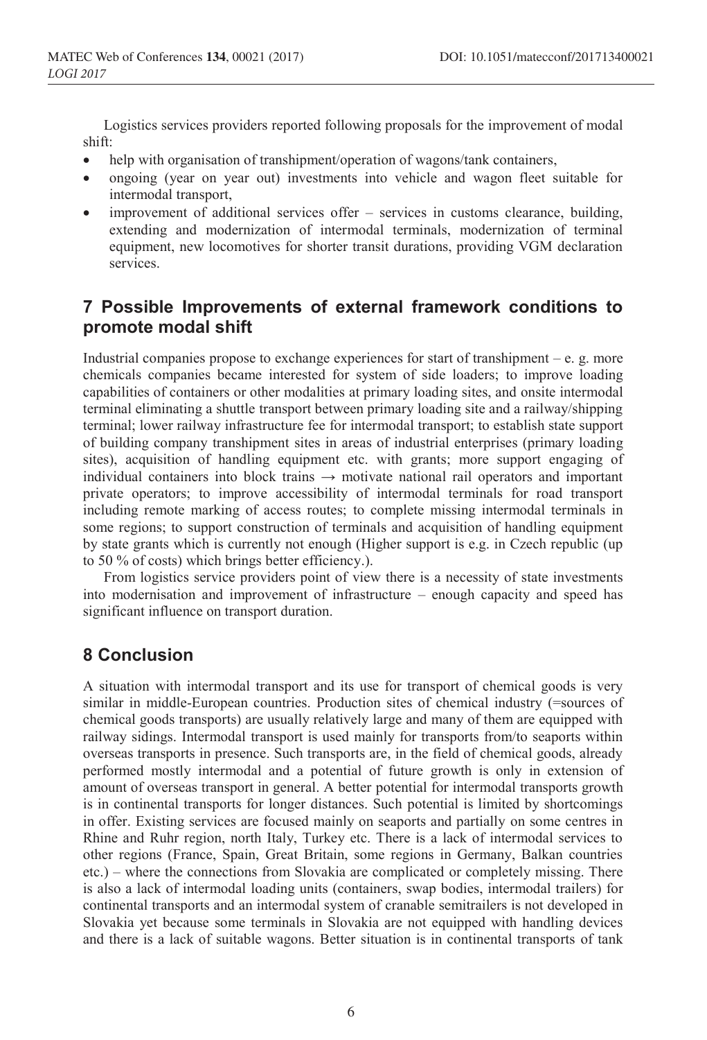Logistics services providers reported following proposals for the improvement of modal shift:

- help with organisation of transhipment/operation of wagons/tank containers,
- ongoing (year on year out) investments into vehicle and wagon fleet suitable for intermodal transport,
- improvement of additional services offer – services in customs clearance, building, extending and modernization of intermodal terminals, modernization of terminal equipment, new locomotives for shorter transit durations, providing VGM declaration services.

## 7 Possible Improvements of external framework conditions to promote modal shift

Industrial companies propose to exchange experiences for start of transhipment – e. g. more chemicals companies became interested for system of side loaders; to improve loading capabilities of containers or other modalities at primary loading sites, and onsite intermodal terminal eliminating a shuttle transport between primary loading site and a railway/shipping terminal; lower railway infrastructure fee for intermodal transport; to establish state support of building company transhipment sites in areas of industrial enterprises (primary loading sites), acquisition of handling equipment etc. with grants; more support engaging of individual containers into block trains → motivate national rail operators and important private operators; to improve accessibility of intermodal terminals for road transport including remote marking of access routes; to complete missing intermodal terminals in some regions; to support construction of terminals and acquisition of handling equipment by state grants which is currently not enough (Higher support is e.g. in Czech republic (up to 50 % of costs) which brings better efficiency.).

From logistics service providers point of view there is a necessity of state investments into modernisation and improvement of infrastructure – enough capacity and speed has significant influence on transport duration.

## 8 Conclusion

A situation with intermodal transport and its use for transport of chemical goods is very similar in middle-European countries. Production sites of chemical industry (=sources of chemical goods transports) are usually relatively large and many of them are equipped with railway sidings. Intermodal transport is used mainly for transports from/to seaports within overseas transports in presence. Such transports are, in the field of chemical goods, already performed mostly intermodal and a potential of future growth is only in extension of amount of overseas transport in general. A better potential for intermodal transports growth is in continental transports for longer distances. Such potential is limited by shortcomings in offer. Existing services are focused mainly on seaports and partially on some centres in Rhine and Ruhr region, north Italy, Turkey etc. There is a lack of intermodal services to other regions (France, Spain, Great Britain, some regions in Germany, Balkan countries etc.) – where the connections from Slovakia are complicated or completely missing. There is also a lack of intermodal loading units (containers, swap bodies, intermodal trailers) for continental transports and an intermodal system of cranable semitrailers is not developed in Slovakia yet because some terminals in Slovakia are not equipped with handling devices and there is a lack of suitable wagons. Better situation is in continental transports of tank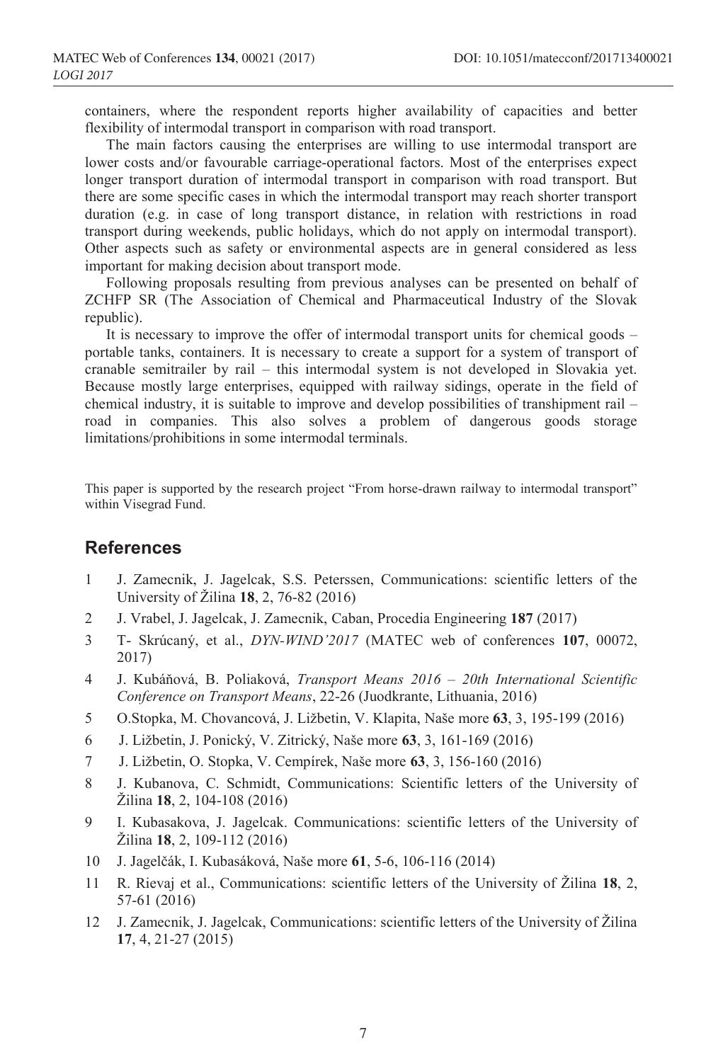containers, where the respondent reports higher availability of capacities and better flexibility of intermodal transport in comparison with road transport.

The main factors causing the enterprises are willing to use intermodal transport are lower costs and/or favourable carriage-operational factors. Most of the enterprises expect longer transport duration of intermodal transport in comparison with road transport. But there are some specific cases in which the intermodal transport may reach shorter transport duration (e.g. in case of long transport distance, in relation with restrictions in road transport during weekends, public holidays, which do not apply on intermodal transport). Other aspects such as safety or environmental aspects are in general considered as less important for making decision about transport mode.

Following proposals resulting from previous analyses can be presented on behalf of ZCHFP SR (The Association of Chemical and Pharmaceutical Industry of the Slovak republic).

It is necessary to improve the offer of intermodal transport units for chemical goods – portable tanks, containers. It is necessary to create a support for a system of transport of cranable semitrailer by rail – this intermodal system is not developed in Slovakia yet. Because mostly large enterprises, equipped with railway sidings, operate in the field of chemical industry, it is suitable to improve and develop possibilities of transhipment rail – road in companies. This also solves a problem of dangerous goods storage limitations/prohibitions in some intermodal terminals.

This paper is supported by the research project "From horse-drawn railway to intermodal transport" within Visegrad Fund.

## References

1. J. Zamecnik, J. Jagelcak, S.S. Peterssen, Communications: scientific letters of the University of Žilina **18**, 2, 76-82 (2016)
2. J. Vrabel, J. Jagelcak, J. Zamecnik, Caban, Procedia Engineering **187** (2017)
3. T- Skrúcaný, et al., *DYN-WIND'2017* (MATEC web of conferences **107**, 00072, 2017)
4. J. Kubáňová, B. Poliaková, *Transport Means 2016 – 20th International Scientific Conference on Transport Means*, 22-26 (Juodkrante, Lithuania, 2016)
5. O.Stopka, M. Chovancová, J. Ližbetin, V. Klapita, Naše more **63**, 3, 195-199 (2016)
6. J. Ližbetin, J. Ponický, V. Zitrický, Naše more **63**, 3, 161-169 (2016)
7. J. Ližbetin, O. Stopka, V. Cempírek, Naše more **63**, 3, 156-160 (2016)
8. J. Kubanova, C. Schmidt, Communications: Scientific letters of the University of Žilina **18**, 2, 104-108 (2016)
9. I. Kubasakova, J. Jagelcak. Communications: scientific letters of the University of Žilina **18**, 2, 109-112 (2016)
10. J. Jagelčák, I. Kubasáková, Naše more **61**, 5-6, 106-116 (2014)
11. R. Rievaj et al., Communications: scientific letters of the University of Žilina **18**, 2, 57-61 (2016)
12. J. Zamecnik, J. Jagelcak, Communications: scientific letters of the University of Žilina **17**, 4, 21-27 (2015)